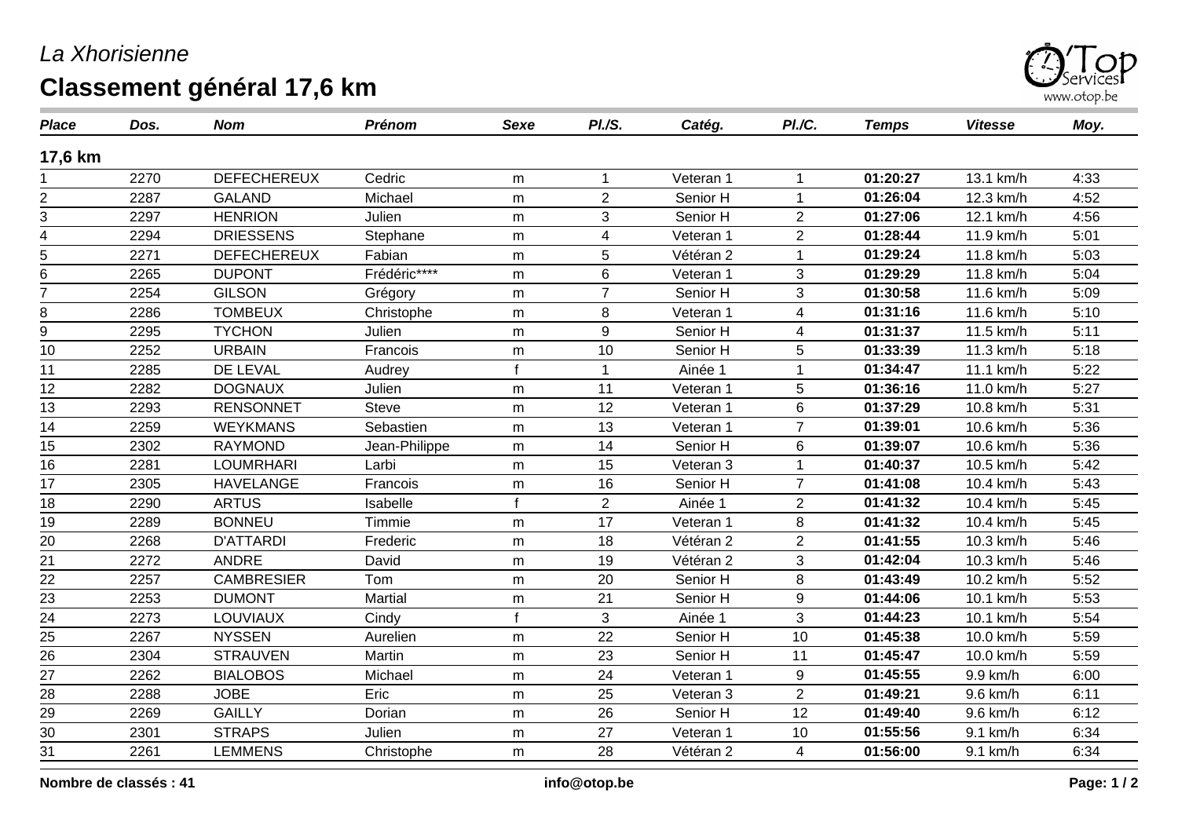*La Xhorisienne*

# Classement général 17,6 km

| *Place* | *Dos.* | *Nom* | *Prénom* | *Sexe* | *Pl./S.* | *Catég.* | *Pl./C.* | *Temps* | *Vitesse* | *Moy.* |
|---|---|---|---|---|---|---|---|---|---|---|
| **17,6 km** | | | | | | | | | | |
| 1 | 2270 | DEFECHEREUX | Cedric | m | 1 | Veteran 1 | 1 | **01:20:27** | 13.1 km/h | 4:33 |
| 2 | 2287 | GALAND | Michael | m | 2 | Senior H | 1 | **01:26:04** | 12.3 km/h | 4:52 |
| 3 | 2297 | HENRION | Julien | m | 3 | Senior H | 2 | **01:27:06** | 12.1 km/h | 4:56 |
| 4 | 2294 | DRIESSENS | Stephane | m | 4 | Veteran 1 | 2 | **01:28:44** | 11.9 km/h | 5:01 |
| 5 | 2271 | DEFECHEREUX | Fabian | m | 5 | Vétéran 2 | 1 | **01:29:24** | 11.8 km/h | 5:03 |
| 6 | 2265 | DUPONT | Frédéric**** | m | 6 | Veteran 1 | 3 | **01:29:29** | 11.8 km/h | 5:04 |
| 7 | 2254 | GILSON | Grégory | m | 7 | Senior H | 3 | **01:30:58** | 11.6 km/h | 5:09 |
| 8 | 2286 | TOMBEUX | Christophe | m | 8 | Veteran 1 | 4 | **01:31:16** | 11.6 km/h | 5:10 |
| 9 | 2295 | TYCHON | Julien | m | 9 | Senior H | 4 | **01:31:37** | 11.5 km/h | 5:11 |
| 10 | 2252 | URBAIN | Francois | m | 10 | Senior H | 5 | **01:33:39** | 11.3 km/h | 5:18 |
| 11 | 2285 | DE LEVAL | Audrey | f | 1 | Ainée 1 | 1 | **01:34:47** | 11.1 km/h | 5:22 |
| 12 | 2282 | DOGNAUX | Julien | m | 11 | Veteran 1 | 5 | **01:36:16** | 11.0 km/h | 5:27 |
| 13 | 2293 | RENSONNET | Steve | m | 12 | Veteran 1 | 6 | **01:37:29** | 10.8 km/h | 5:31 |
| 14 | 2259 | WEYKMANS | Sebastien | m | 13 | Veteran 1 | 7 | **01:39:01** | 10.6 km/h | 5:36 |
| 15 | 2302 | RAYMOND | Jean-Philippe | m | 14 | Senior H | 6 | **01:39:07** | 10.6 km/h | 5:36 |
| 16 | 2281 | LOUMRHARI | Larbi | m | 15 | Veteran 3 | 1 | **01:40:37** | 10.5 km/h | 5:42 |
| 17 | 2305 | HAVELANGE | Francois | m | 16 | Senior H | 7 | **01:41:08** | 10.4 km/h | 5:43 |
| 18 | 2290 | ARTUS | Isabelle | f | 2 | Ainée 1 | 2 | **01:41:32** | 10.4 km/h | 5:45 |
| 19 | 2289 | BONNEU | Timmie | m | 17 | Veteran 1 | 8 | **01:41:32** | 10.4 km/h | 5:45 |
| 20 | 2268 | D'ATTARDI | Frederic | m | 18 | Vétéran 2 | 2 | **01:41:55** | 10.3 km/h | 5:46 |
| 21 | 2272 | ANDRE | David | m | 19 | Vétéran 2 | 3 | **01:42:04** | 10.3 km/h | 5:46 |
| 22 | 2257 | CAMBRESIER | Tom | m | 20 | Senior H | 8 | **01:43:49** | 10.2 km/h | 5:52 |
| 23 | 2253 | DUMONT | Martial | m | 21 | Senior H | 9 | **01:44:06** | 10.1 km/h | 5:53 |
| 24 | 2273 | LOUVIAUX | Cindy | f | 3 | Ainée 1 | 3 | **01:44:23** | 10.1 km/h | 5:54 |
| 25 | 2267 | NYSSEN | Aurelien | m | 22 | Senior H | 10 | **01:45:38** | 10.0 km/h | 5:59 |
| 26 | 2304 | STRAUVEN | Martin | m | 23 | Senior H | 11 | **01:45:47** | 10.0 km/h | 5:59 |
| 27 | 2262 | BIALOBOS | Michael | m | 24 | Veteran 1 | 9 | **01:45:55** | 9.9 km/h | 6:00 |
| 28 | 2288 | JOBE | Eric | m | 25 | Veteran 3 | 2 | **01:49:21** | 9.6 km/h | 6:11 |
| 29 | 2269 | GAILLY | Dorian | m | 26 | Senior H | 12 | **01:49:40** | 9.6 km/h | 6:12 |
| 30 | 2301 | STRAPS | Julien | m | 27 | Veteran 1 | 10 | **01:55:56** | 9.1 km/h | 6:34 |
| 31 | 2261 | LEMMENS | Christophe | m | 28 | Vétéran 2 | 4 | **01:56:00** | 9.1 km/h | 6:34 |

**Nombre de classés : 41**

**info@otop.be**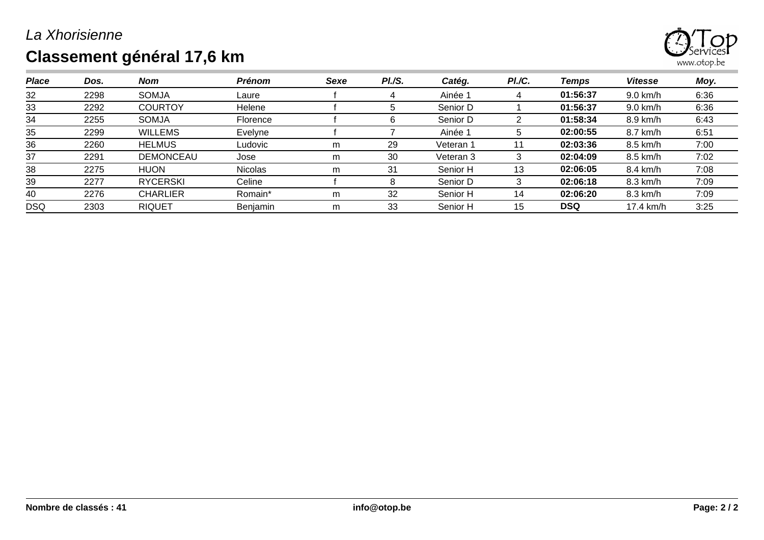*La Xhorisienne*

# Classement général 17,6 km

| *Place* | *Dos.* | *Nom* | *Prénom* | *Sexe* | *Pl./S.* | *Catég.* | *Pl./C.* | *Temps* | *Vitesse* | *Moy.* |
|---|---|---|---|---|---|---|---|---|---|---|
| 32 | 2298 | SOMJA | Laure | f | 4 | Ainée 1 | 4 | **01:56:37** | 9.0 km/h | 6:36 |
| 33 | 2292 | COURTOY | Helene | f | 5 | Senior D | 1 | **01:56:37** | 9.0 km/h | 6:36 |
| 34 | 2255 | SOMJA | Florence | f | 6 | Senior D | 2 | **01:58:34** | 8.9 km/h | 6:43 |
| 35 | 2299 | WILLEMS | Evelyne | f | 7 | Ainée 1 | 5 | **02:00:55** | 8.7 km/h | 6:51 |
| 36 | 2260 | HELMUS | Ludovic | m | 29 | Veteran 1 | 11 | **02:03:36** | 8.5 km/h | 7:00 |
| 37 | 2291 | DEMONCEAU | Jose | m | 30 | Veteran 3 | 3 | **02:04:09** | 8.5 km/h | 7:02 |
| 38 | 2275 | HUON | Nicolas | m | 31 | Senior H | 13 | **02:06:05** | 8.4 km/h | 7:08 |
| 39 | 2277 | RYCERSKI | Celine | f | 8 | Senior D | 3 | **02:06:18** | 8.3 km/h | 7:09 |
| 40 | 2276 | CHARLIER | Romain* | m | 32 | Senior H | 14 | **02:06:20** | 8.3 km/h | 7:09 |
| DSQ | 2303 | RIQUET | Benjamin | m | 33 | Senior H | 15 | **DSQ** | 17.4 km/h | 3:25 |

**Nombre de classés : 41**

**info@otop.be**